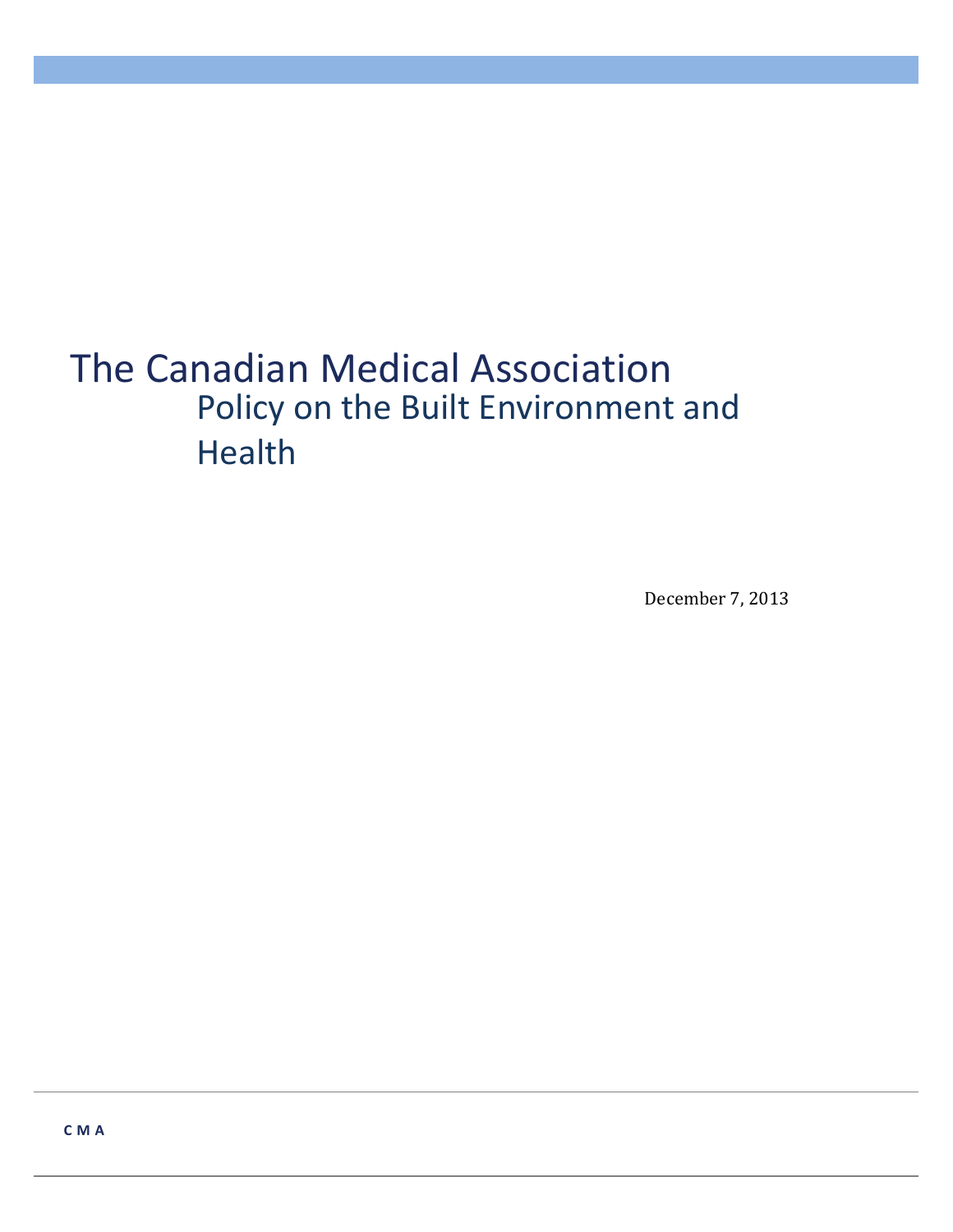# The Canadian Medical Association

## Policy on the Built Environment and Health

December 7, 2013

CMA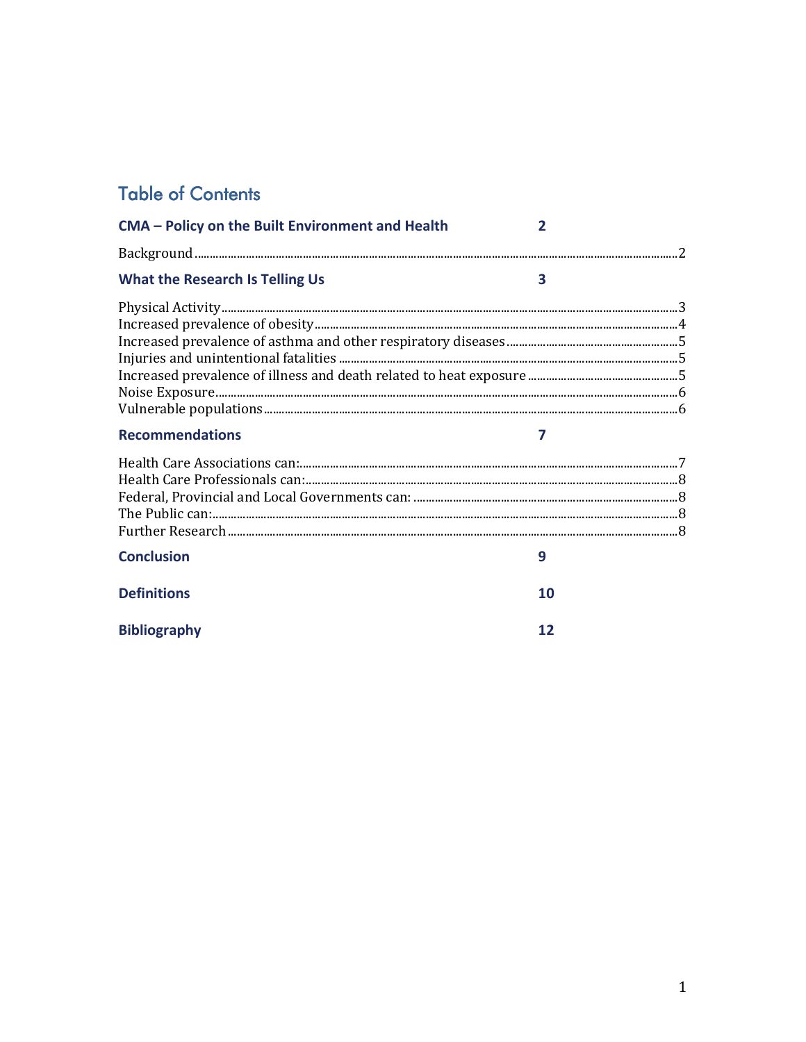# Table of Contents

| | |
|---|---|
| **CMA – Policy on the Built Environment and Health** | **2** |
| Background | 2 |
| **What the Research Is Telling Us** | **3** |
| Physical Activity | 3 |
| Increased prevalence of obesity | 4 |
| Increased prevalence of asthma and other respiratory diseases | 5 |
| Injuries and unintentional fatalities | 5 |
| Increased prevalence of illness and death related to heat exposure | 5 |
| Noise Exposure | 6 |
| Vulnerable populations | 6 |
| **Recommendations** | **7** |
| Health Care Associations can: | 7 |
| Health Care Professionals can: | 8 |
| Federal, Provincial and Local Governments can: | 8 |
| The Public can: | 8 |
| Further Research | 8 |
| **Conclusion** | **9** |
| **Definitions** | **10** |
| **Bibliography** | **12** |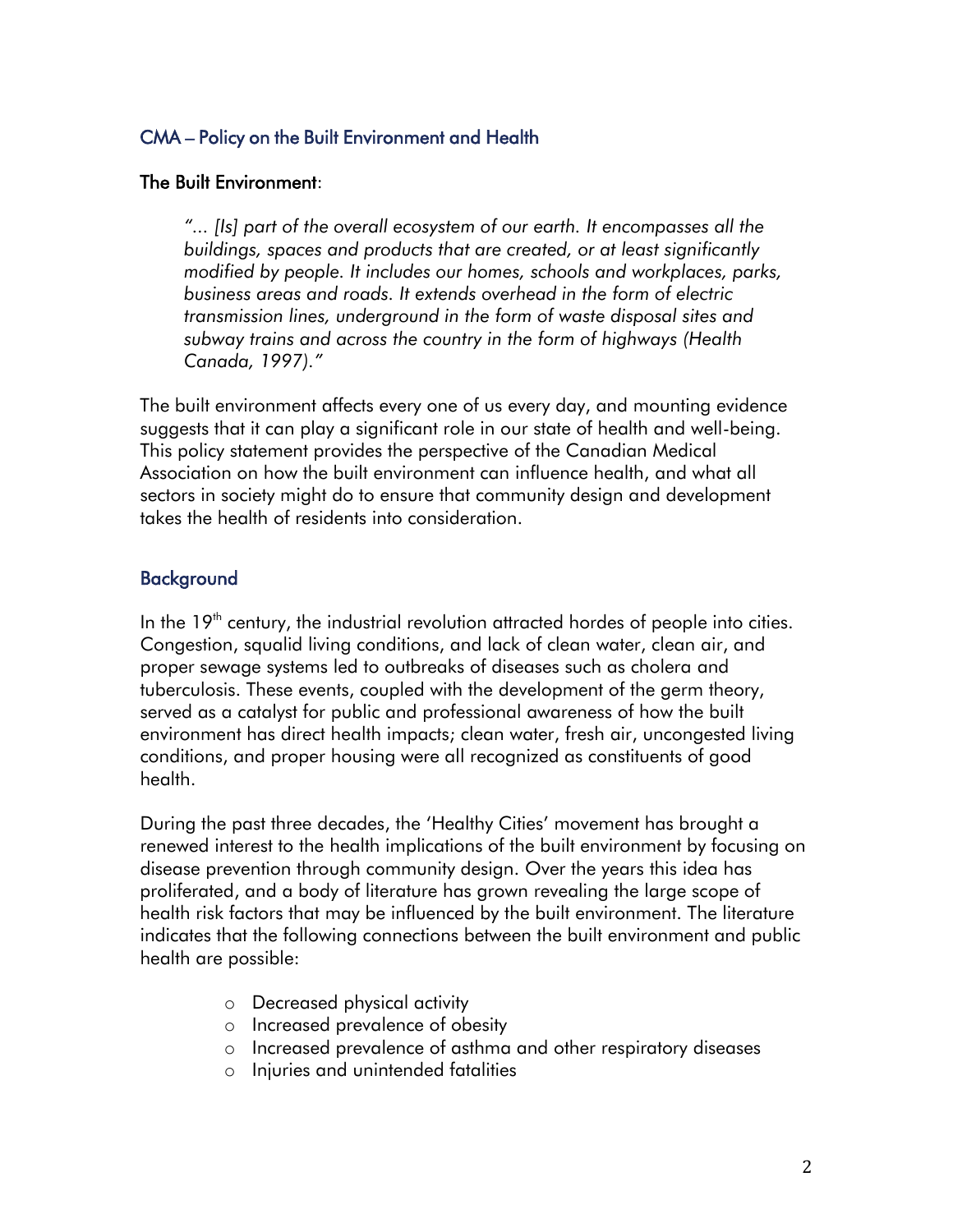## CMA – Policy on the Built Environment and Health

### The Built Environment:

> *"... [Is] part of the overall ecosystem of our earth. It encompasses all the buildings, spaces and products that are created, or at least significantly modified by people. It includes our homes, schools and workplaces, parks, business areas and roads. It extends overhead in the form of electric transmission lines, underground in the form of waste disposal sites and subway trains and across the country in the form of highways (Health Canada, 1997)."*

The built environment affects every one of us every day, and mounting evidence suggests that it can play a significant role in our state of health and well-being. This policy statement provides the perspective of the Canadian Medical Association on how the built environment can influence health, and what all sectors in society might do to ensure that community design and development takes the health of residents into consideration.

## Background

In the 19th century, the industrial revolution attracted hordes of people into cities. Congestion, squalid living conditions, and lack of clean water, clean air, and proper sewage systems led to outbreaks of diseases such as cholera and tuberculosis. These events, coupled with the development of the germ theory, served as a catalyst for public and professional awareness of how the built environment has direct health impacts; clean water, fresh air, uncongested living conditions, and proper housing were all recognized as constituents of good health.

During the past three decades, the 'Healthy Cities' movement has brought a renewed interest to the health implications of the built environment by focusing on disease prevention through community design. Over the years this idea has proliferated, and a body of literature has grown revealing the large scope of health risk factors that may be influenced by the built environment. The literature indicates that the following connections between the built environment and public health are possible:

- Decreased physical activity
- Increased prevalence of obesity
- Increased prevalence of asthma and other respiratory diseases
- Injuries and unintended fatalities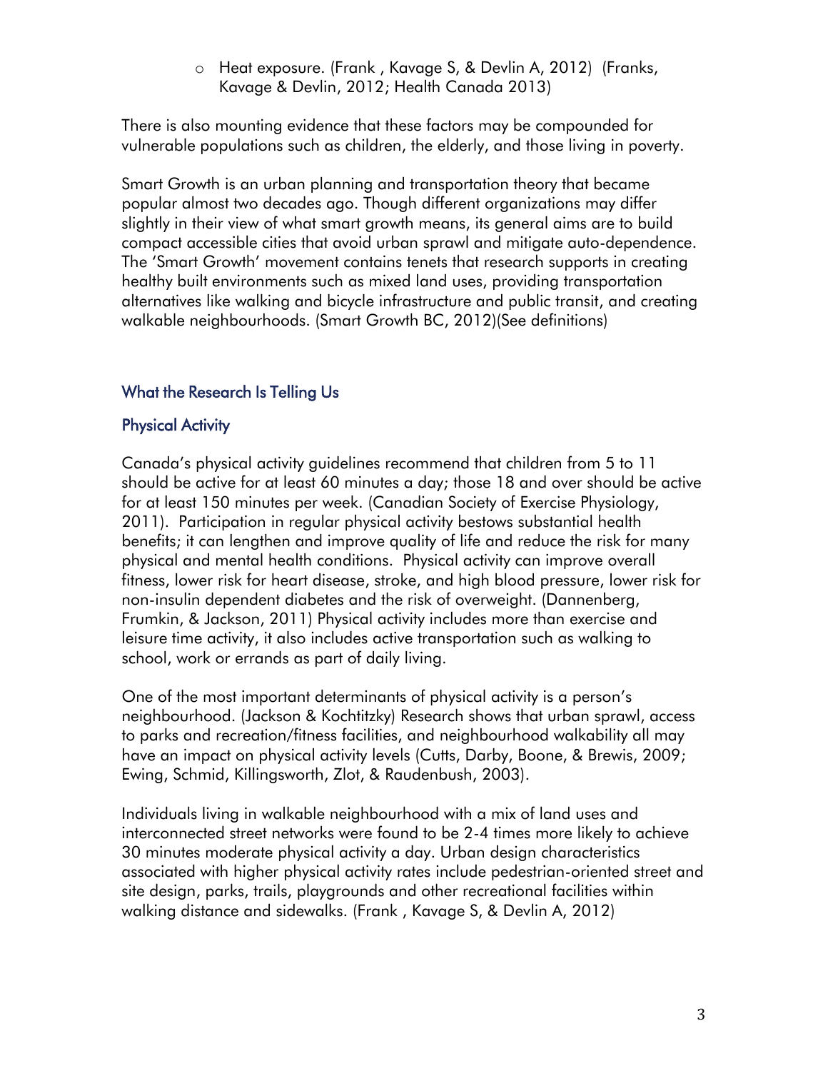- Heat exposure. (Frank , Kavage S, & Devlin A, 2012) (Franks, Kavage & Devlin, 2012; Health Canada 2013)

There is also mounting evidence that these factors may be compounded for vulnerable populations such as children, the elderly, and those living in poverty.

Smart Growth is an urban planning and transportation theory that became popular almost two decades ago. Though different organizations may differ slightly in their view of what smart growth means, its general aims are to build compact accessible cities that avoid urban sprawl and mitigate auto-dependence. The 'Smart Growth' movement contains tenets that research supports in creating healthy built environments such as mixed land uses, providing transportation alternatives like walking and bicycle infrastructure and public transit, and creating walkable neighbourhoods. (Smart Growth BC, 2012)(See definitions)

## What the Research Is Telling Us

### Physical Activity

Canada's physical activity guidelines recommend that children from 5 to 11 should be active for at least 60 minutes a day; those 18 and over should be active for at least 150 minutes per week. (Canadian Society of Exercise Physiology, 2011). Participation in regular physical activity bestows substantial health benefits; it can lengthen and improve quality of life and reduce the risk for many physical and mental health conditions. Physical activity can improve overall fitness, lower risk for heart disease, stroke, and high blood pressure, lower risk for non-insulin dependent diabetes and the risk of overweight. (Dannenberg, Frumkin, & Jackson, 2011) Physical activity includes more than exercise and leisure time activity, it also includes active transportation such as walking to school, work or errands as part of daily living.

One of the most important determinants of physical activity is a person's neighbourhood. (Jackson & Kochtitzky) Research shows that urban sprawl, access to parks and recreation/fitness facilities, and neighbourhood walkability all may have an impact on physical activity levels (Cutts, Darby, Boone, & Brewis, 2009; Ewing, Schmid, Killingsworth, Zlot, & Raudenbush, 2003).

Individuals living in walkable neighbourhood with a mix of land uses and interconnected street networks were found to be 2-4 times more likely to achieve 30 minutes moderate physical activity a day. Urban design characteristics associated with higher physical activity rates include pedestrian-oriented street and site design, parks, trails, playgrounds and other recreational facilities within walking distance and sidewalks. (Frank , Kavage S, & Devlin A, 2012)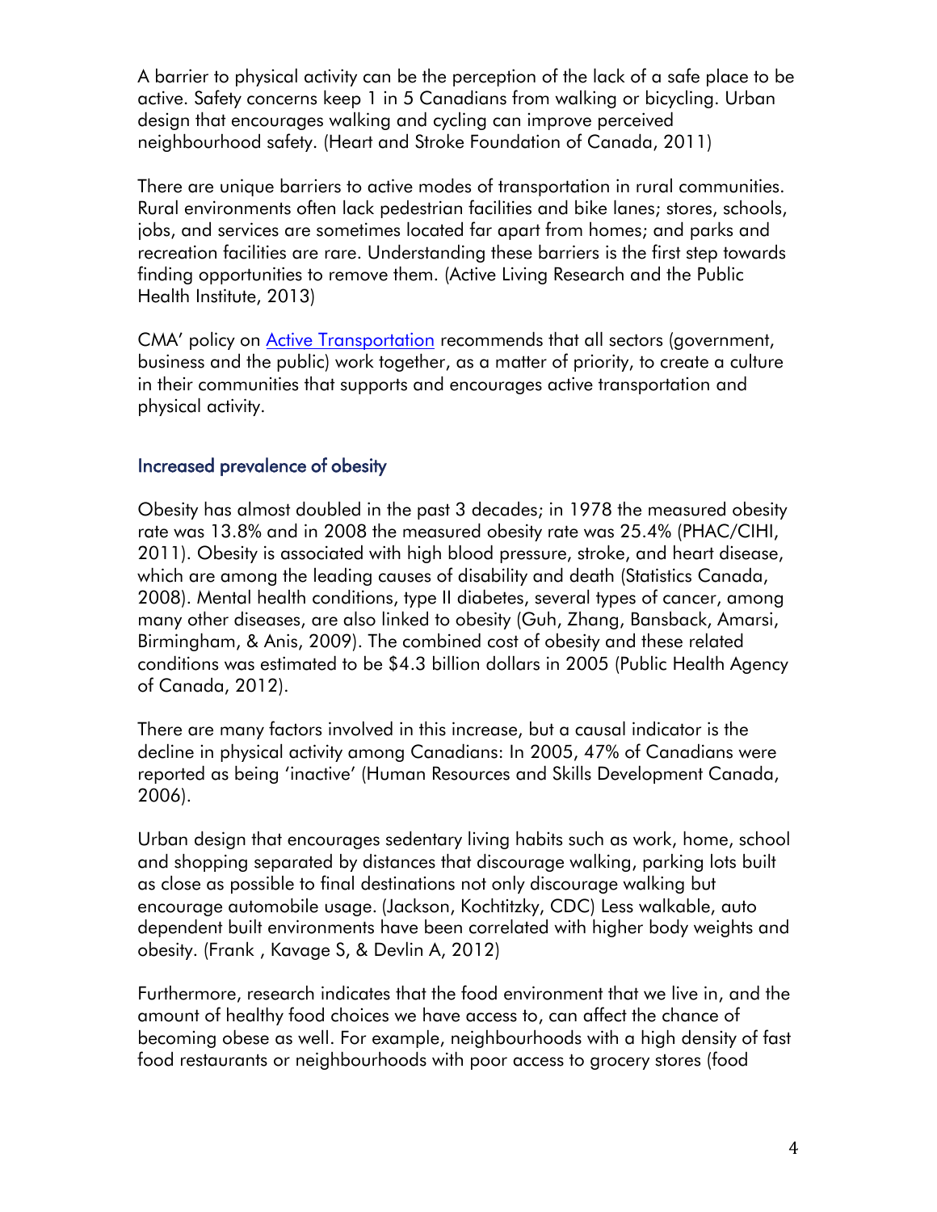A barrier to physical activity can be the perception of the lack of a safe place to be active. Safety concerns keep 1 in 5 Canadians from walking or bicycling. Urban design that encourages walking and cycling can improve perceived neighbourhood safety. (Heart and Stroke Foundation of Canada, 2011)

There are unique barriers to active modes of transportation in rural communities. Rural environments often lack pedestrian facilities and bike lanes; stores, schools, jobs, and services are sometimes located far apart from homes; and parks and recreation facilities are rare. Understanding these barriers is the first step towards finding opportunities to remove them. (Active Living Research and the Public Health Institute, 2013)

CMA' policy on Active Transportation recommends that all sectors (government, business and the public) work together, as a matter of priority, to create a culture in their communities that supports and encourages active transportation and physical activity.

## Increased prevalence of obesity

Obesity has almost doubled in the past 3 decades; in 1978 the measured obesity rate was 13.8% and in 2008 the measured obesity rate was 25.4% (PHAC/CIHI, 2011). Obesity is associated with high blood pressure, stroke, and heart disease, which are among the leading causes of disability and death (Statistics Canada, 2008). Mental health conditions, type II diabetes, several types of cancer, among many other diseases, are also linked to obesity (Guh, Zhang, Bansback, Amarsi, Birmingham, & Anis, 2009). The combined cost of obesity and these related conditions was estimated to be $4.3 billion dollars in 2005 (Public Health Agency of Canada, 2012).

There are many factors involved in this increase, but a causal indicator is the decline in physical activity among Canadians: In 2005, 47% of Canadians were reported as being 'inactive' (Human Resources and Skills Development Canada, 2006).

Urban design that encourages sedentary living habits such as work, home, school and shopping separated by distances that discourage walking, parking lots built as close as possible to final destinations not only discourage walking but encourage automobile usage. (Jackson, Kochtitzky, CDC) Less walkable, auto dependent built environments have been correlated with higher body weights and obesity. (Frank , Kavage S, & Devlin A, 2012)

Furthermore, research indicates that the food environment that we live in, and the amount of healthy food choices we have access to, can affect the chance of becoming obese as well. For example, neighbourhoods with a high density of fast food restaurants or neighbourhoods with poor access to grocery stores (food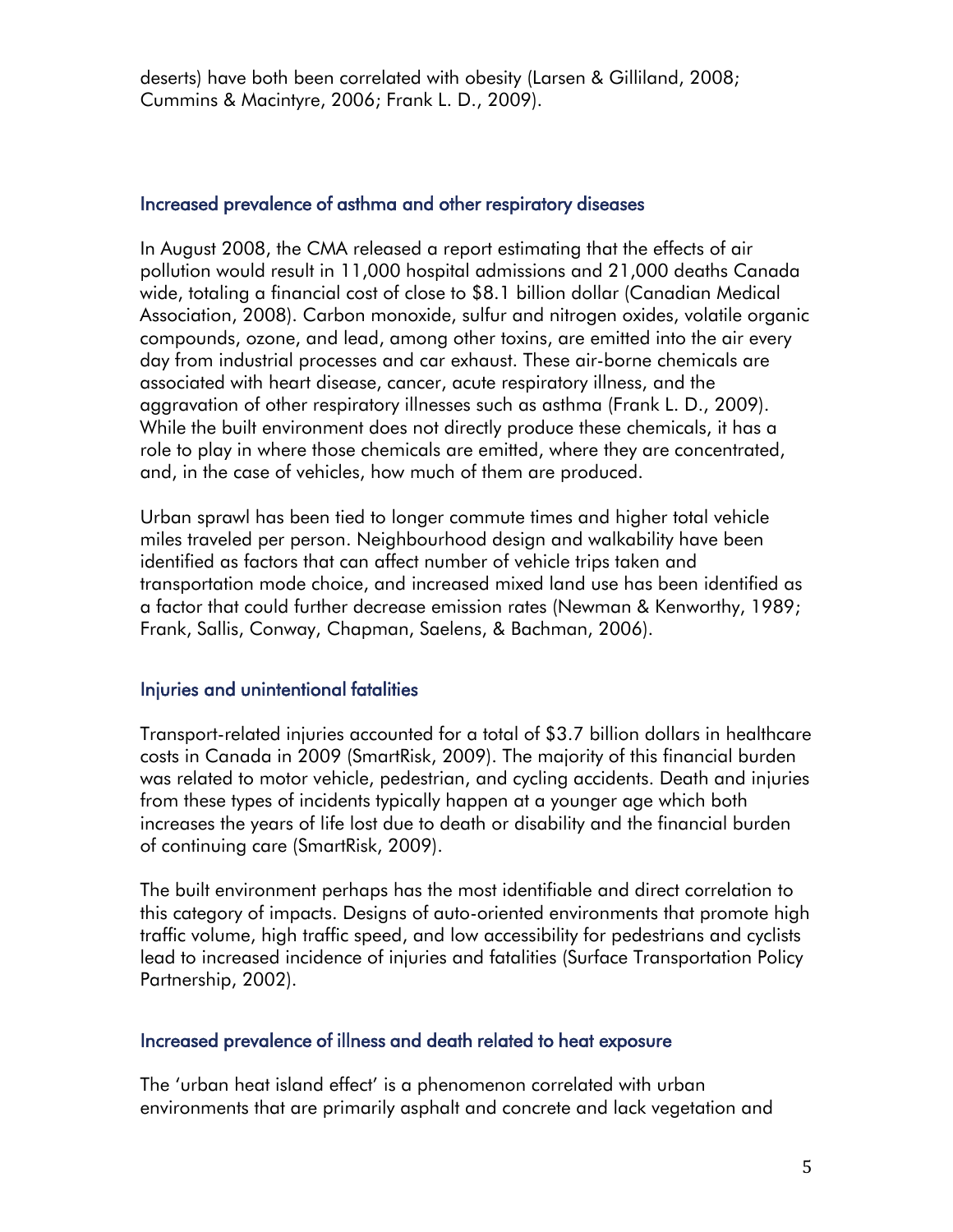deserts) have both been correlated with obesity (Larsen & Gilliland, 2008; Cummins & Macintyre, 2006; Frank L. D., 2009).

### Increased prevalence of asthma and other respiratory diseases

In August 2008, the CMA released a report estimating that the effects of air pollution would result in 11,000 hospital admissions and 21,000 deaths Canada wide, totaling a financial cost of close to \$8.1 billion dollar (Canadian Medical Association, 2008). Carbon monoxide, sulfur and nitrogen oxides, volatile organic compounds, ozone, and lead, among other toxins, are emitted into the air every day from industrial processes and car exhaust. These air-borne chemicals are associated with heart disease, cancer, acute respiratory illness, and the aggravation of other respiratory illnesses such as asthma (Frank L. D., 2009). While the built environment does not directly produce these chemicals, it has a role to play in where those chemicals are emitted, where they are concentrated, and, in the case of vehicles, how much of them are produced.

Urban sprawl has been tied to longer commute times and higher total vehicle miles traveled per person. Neighbourhood design and walkability have been identified as factors that can affect number of vehicle trips taken and transportation mode choice, and increased mixed land use has been identified as a factor that could further decrease emission rates (Newman & Kenworthy, 1989; Frank, Sallis, Conway, Chapman, Saelens, & Bachman, 2006).

### Injuries and unintentional fatalities

Transport-related injuries accounted for a total of \$3.7 billion dollars in healthcare costs in Canada in 2009 (SmartRisk, 2009). The majority of this financial burden was related to motor vehicle, pedestrian, and cycling accidents. Death and injuries from these types of incidents typically happen at a younger age which both increases the years of life lost due to death or disability and the financial burden of continuing care (SmartRisk, 2009).

The built environment perhaps has the most identifiable and direct correlation to this category of impacts. Designs of auto-oriented environments that promote high traffic volume, high traffic speed, and low accessibility for pedestrians and cyclists lead to increased incidence of injuries and fatalities (Surface Transportation Policy Partnership, 2002).

### Increased prevalence of illness and death related to heat exposure

The 'urban heat island effect' is a phenomenon correlated with urban environments that are primarily asphalt and concrete and lack vegetation and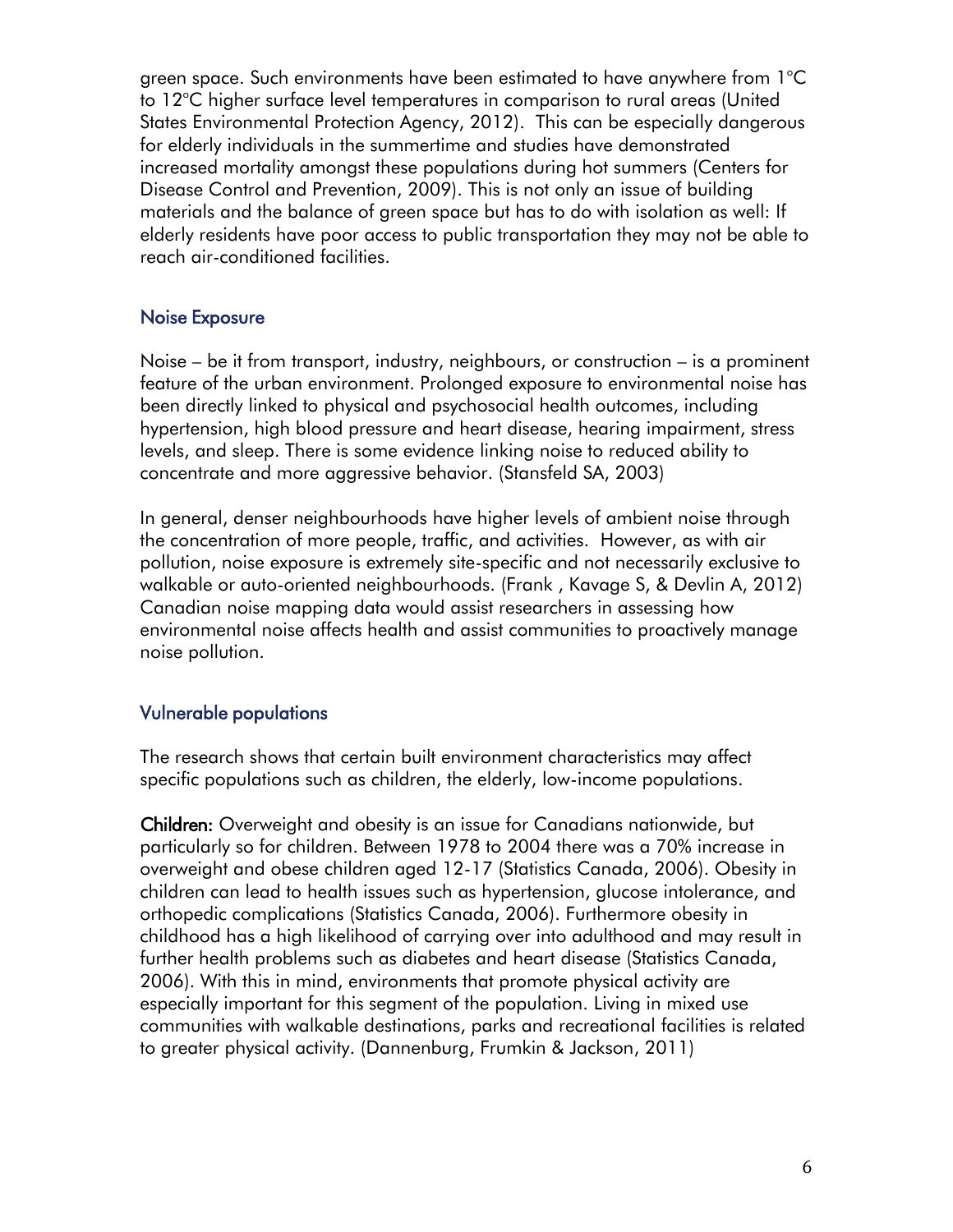green space. Such environments have been estimated to have anywhere from 1°C to 12°C higher surface level temperatures in comparison to rural areas (United States Environmental Protection Agency, 2012). This can be especially dangerous for elderly individuals in the summertime and studies have demonstrated increased mortality amongst these populations during hot summers (Centers for Disease Control and Prevention, 2009). This is not only an issue of building materials and the balance of green space but has to do with isolation as well: If elderly residents have poor access to public transportation they may not be able to reach air-conditioned facilities.

## Noise Exposure

Noise – be it from transport, industry, neighbours, or construction – is a prominent feature of the urban environment. Prolonged exposure to environmental noise has been directly linked to physical and psychosocial health outcomes, including hypertension, high blood pressure and heart disease, hearing impairment, stress levels, and sleep. There is some evidence linking noise to reduced ability to concentrate and more aggressive behavior. (Stansfeld SA, 2003)

In general, denser neighbourhoods have higher levels of ambient noise through the concentration of more people, traffic, and activities. However, as with air pollution, noise exposure is extremely site-specific and not necessarily exclusive to walkable or auto-oriented neighbourhoods. (Frank , Kavage S, & Devlin A, 2012) Canadian noise mapping data would assist researchers in assessing how environmental noise affects health and assist communities to proactively manage noise pollution.

## Vulnerable populations

The research shows that certain built environment characteristics may affect specific populations such as children, the elderly, low-income populations.

**Children:** Overweight and obesity is an issue for Canadians nationwide, but particularly so for children. Between 1978 to 2004 there was a 70% increase in overweight and obese children aged 12-17 (Statistics Canada, 2006). Obesity in children can lead to health issues such as hypertension, glucose intolerance, and orthopedic complications (Statistics Canada, 2006). Furthermore obesity in childhood has a high likelihood of carrying over into adulthood and may result in further health problems such as diabetes and heart disease (Statistics Canada, 2006). With this in mind, environments that promote physical activity are especially important for this segment of the population. Living in mixed use communities with walkable destinations, parks and recreational facilities is related to greater physical activity. (Dannenburg, Frumkin & Jackson, 2011)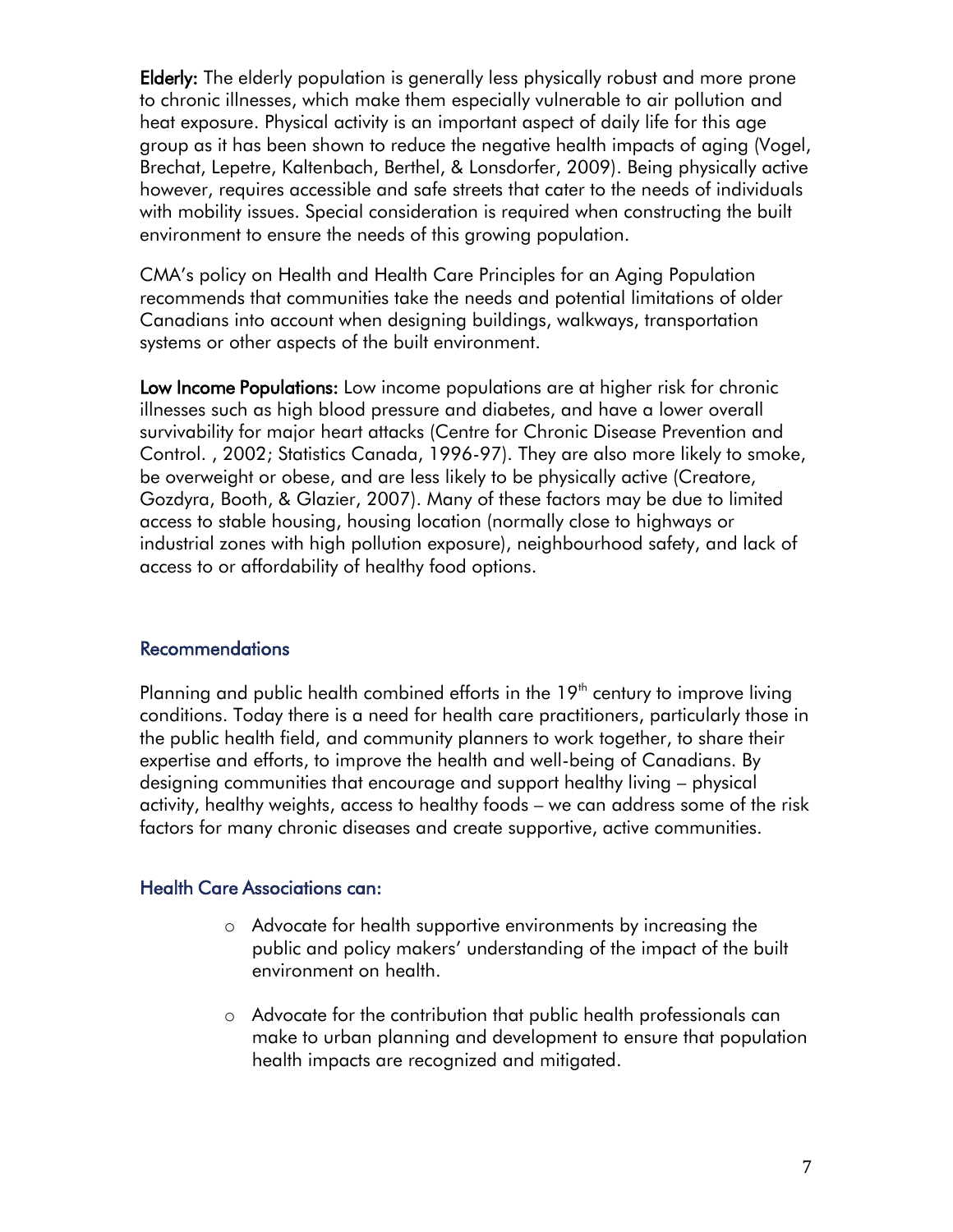**Elderly:** The elderly population is generally less physically robust and more prone to chronic illnesses, which make them especially vulnerable to air pollution and heat exposure. Physical activity is an important aspect of daily life for this age group as it has been shown to reduce the negative health impacts of aging (Vogel, Brechat, Lepetre, Kaltenbach, Berthel, & Lonsdorfer, 2009). Being physically active however, requires accessible and safe streets that cater to the needs of individuals with mobility issues. Special consideration is required when constructing the built environment to ensure the needs of this growing population.

CMA's policy on Health and Health Care Principles for an Aging Population recommends that communities take the needs and potential limitations of older Canadians into account when designing buildings, walkways, transportation systems or other aspects of the built environment.

**Low Income Populations:** Low income populations are at higher risk for chronic illnesses such as high blood pressure and diabetes, and have a lower overall survivability for major heart attacks (Centre for Chronic Disease Prevention and Control. , 2002; Statistics Canada, 1996-97). They are also more likely to smoke, be overweight or obese, and are less likely to be physically active (Creatore, Gozdyra, Booth, & Glazier, 2007). Many of these factors may be due to limited access to stable housing, housing location (normally close to highways or industrial zones with high pollution exposure), neighbourhood safety, and lack of access to or affordability of healthy food options.

## Recommendations

Planning and public health combined efforts in the 19th century to improve living conditions. Today there is a need for health care practitioners, particularly those in the public health field, and community planners to work together, to share their expertise and efforts, to improve the health and well-being of Canadians. By designing communities that encourage and support healthy living – physical activity, healthy weights, access to healthy foods – we can address some of the risk factors for many chronic diseases and create supportive, active communities.

### Health Care Associations can:

- Advocate for health supportive environments by increasing the public and policy makers' understanding of the impact of the built environment on health.
- Advocate for the contribution that public health professionals can make to urban planning and development to ensure that population health impacts are recognized and mitigated.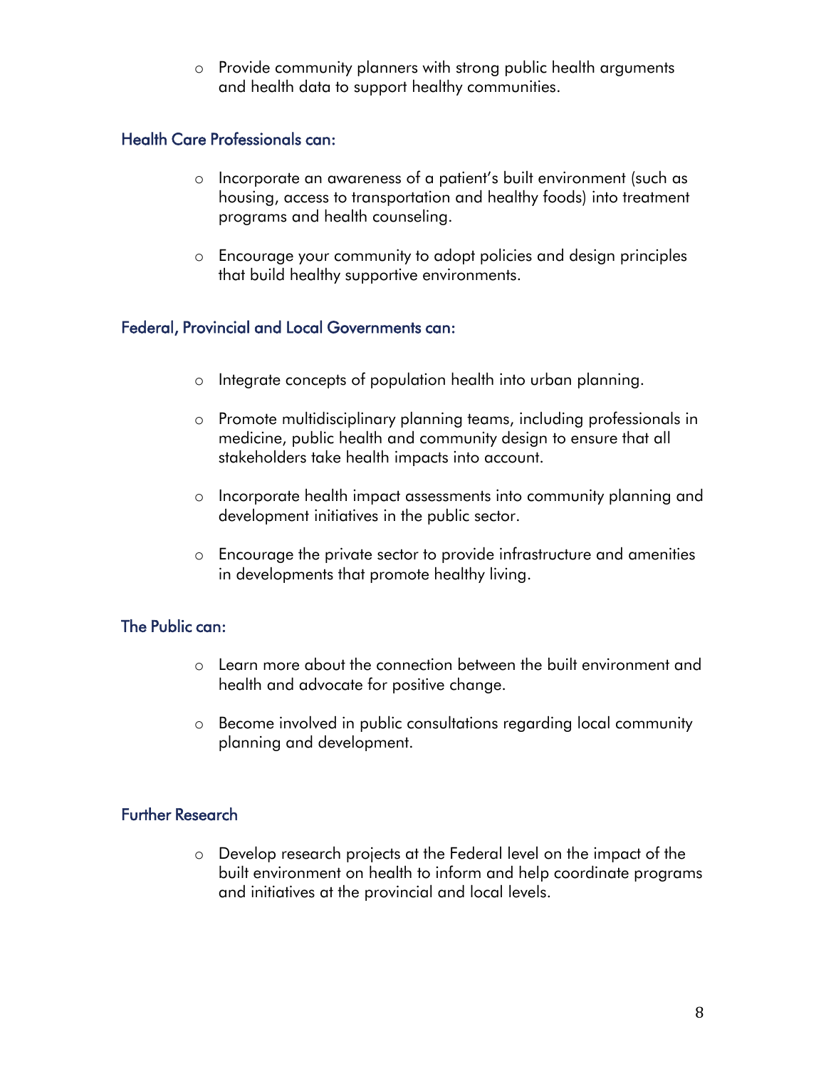- Provide community planners with strong public health arguments and health data to support healthy communities.

### Health Care Professionals can:

- Incorporate an awareness of a patient's built environment (such as housing, access to transportation and healthy foods) into treatment programs and health counseling.
- Encourage your community to adopt policies and design principles that build healthy supportive environments.

### Federal, Provincial and Local Governments can:

- Integrate concepts of population health into urban planning.
- Promote multidisciplinary planning teams, including professionals in medicine, public health and community design to ensure that all stakeholders take health impacts into account.
- Incorporate health impact assessments into community planning and development initiatives in the public sector.
- Encourage the private sector to provide infrastructure and amenities in developments that promote healthy living.

### The Public can:

- Learn more about the connection between the built environment and health and advocate for positive change.
- Become involved in public consultations regarding local community planning and development.

### Further Research

- Develop research projects at the Federal level on the impact of the built environment on health to inform and help coordinate programs and initiatives at the provincial and local levels.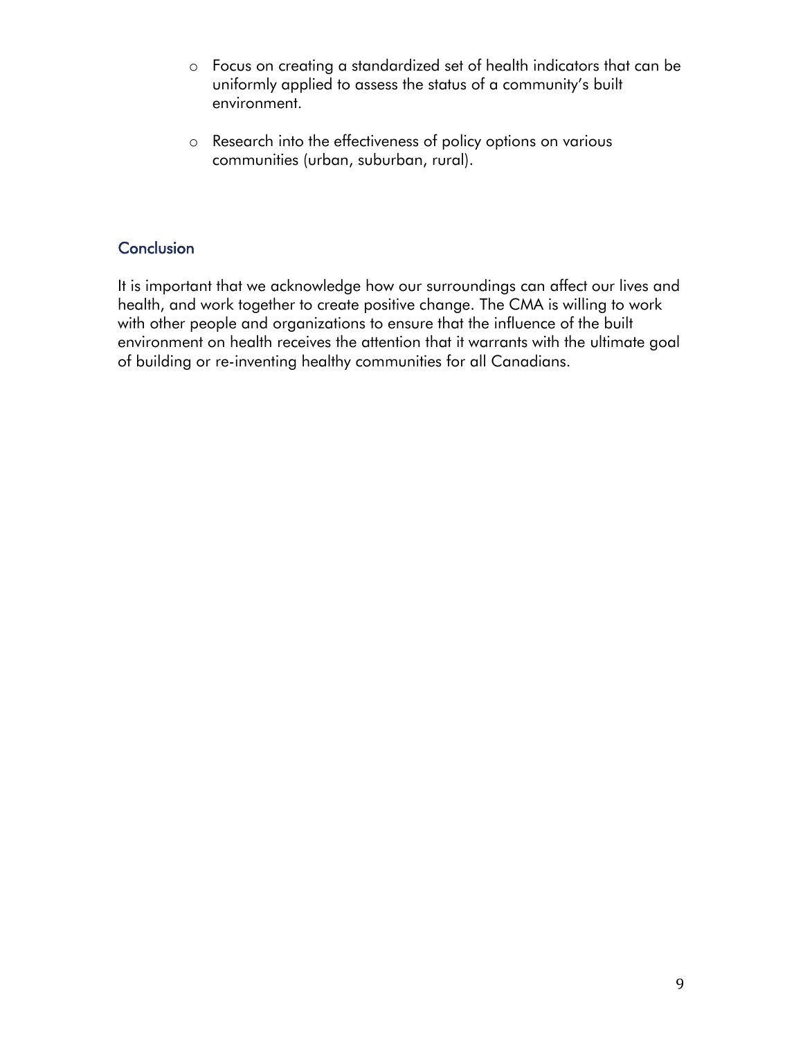- Focus on creating a standardized set of health indicators that can be uniformly applied to assess the status of a community's built environment.
- Research into the effectiveness of policy options on various communities (urban, suburban, rural).

## Conclusion

It is important that we acknowledge how our surroundings can affect our lives and health, and work together to create positive change. The CMA is willing to work with other people and organizations to ensure that the influence of the built environment on health receives the attention that it warrants with the ultimate goal of building or re-inventing healthy communities for all Canadians.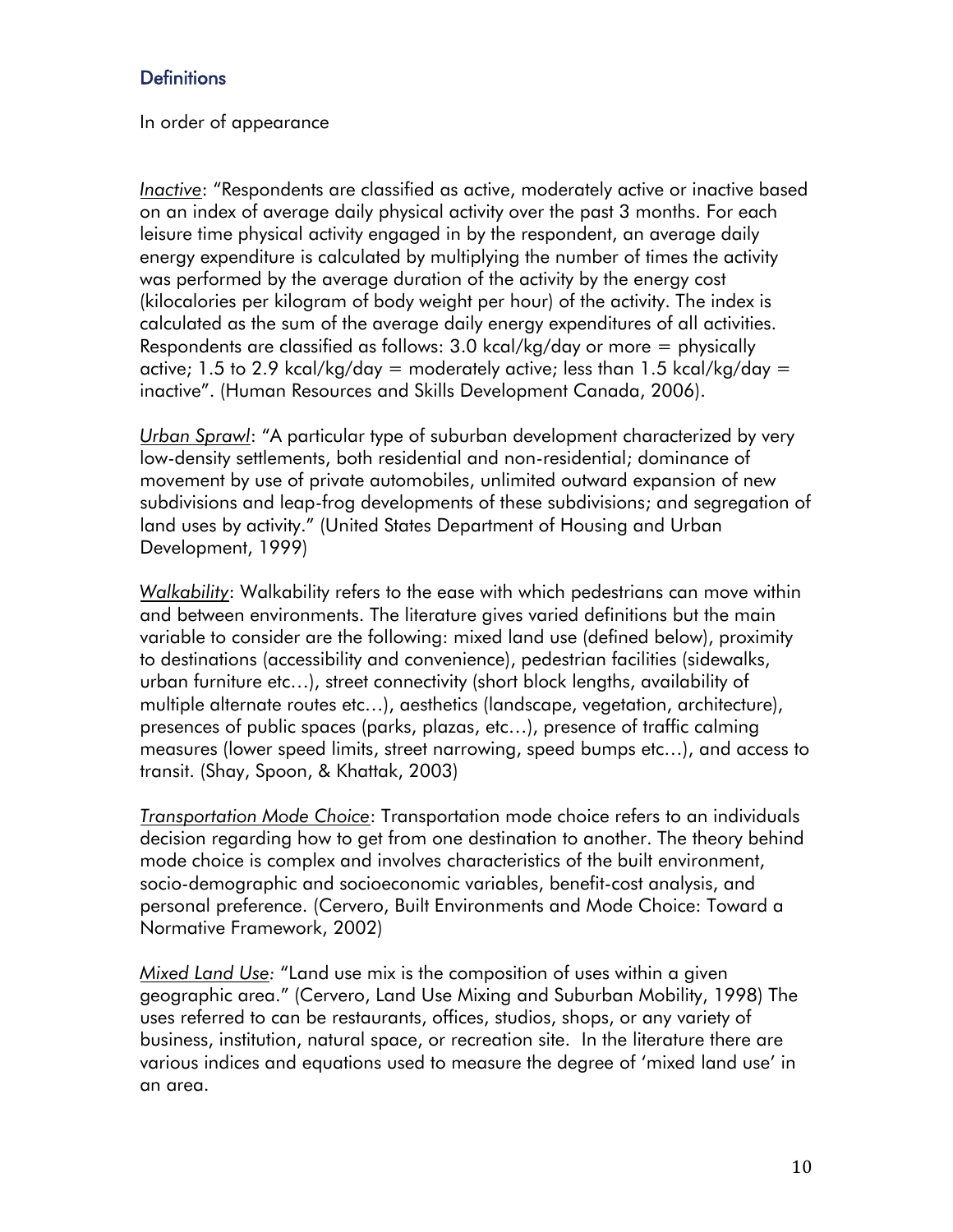## Definitions

In order of appearance

*Inactive*: "Respondents are classified as active, moderately active or inactive based on an index of average daily physical activity over the past 3 months. For each leisure time physical activity engaged in by the respondent, an average daily energy expenditure is calculated by multiplying the number of times the activity was performed by the average duration of the activity by the energy cost (kilocalories per kilogram of body weight per hour) of the activity. The index is calculated as the sum of the average daily energy expenditures of all activities. Respondents are classified as follows: 3.0 kcal/kg/day or more = physically active; 1.5 to 2.9 kcal/kg/day = moderately active; less than 1.5 kcal/kg/day = inactive". (Human Resources and Skills Development Canada, 2006).

*Urban Sprawl*: "A particular type of suburban development characterized by very low-density settlements, both residential and non-residential; dominance of movement by use of private automobiles, unlimited outward expansion of new subdivisions and leap-frog developments of these subdivisions; and segregation of land uses by activity." (United States Department of Housing and Urban Development, 1999)

*Walkability*: Walkability refers to the ease with which pedestrians can move within and between environments. The literature gives varied definitions but the main variable to consider are the following: mixed land use (defined below), proximity to destinations (accessibility and convenience), pedestrian facilities (sidewalks, urban furniture etc…), street connectivity (short block lengths, availability of multiple alternate routes etc…), aesthetics (landscape, vegetation, architecture), presences of public spaces (parks, plazas, etc…), presence of traffic calming measures (lower speed limits, street narrowing, speed bumps etc…), and access to transit. (Shay, Spoon, & Khattak, 2003)

*Transportation Mode Choice*: Transportation mode choice refers to an individuals decision regarding how to get from one destination to another. The theory behind mode choice is complex and involves characteristics of the built environment, socio-demographic and socioeconomic variables, benefit-cost analysis, and personal preference. (Cervero, Built Environments and Mode Choice: Toward a Normative Framework, 2002)

*Mixed Land Use:* "Land use mix is the composition of uses within a given geographic area." (Cervero, Land Use Mixing and Suburban Mobility, 1998) The uses referred to can be restaurants, offices, studios, shops, or any variety of business, institution, natural space, or recreation site. In the literature there are various indices and equations used to measure the degree of 'mixed land use' in an area.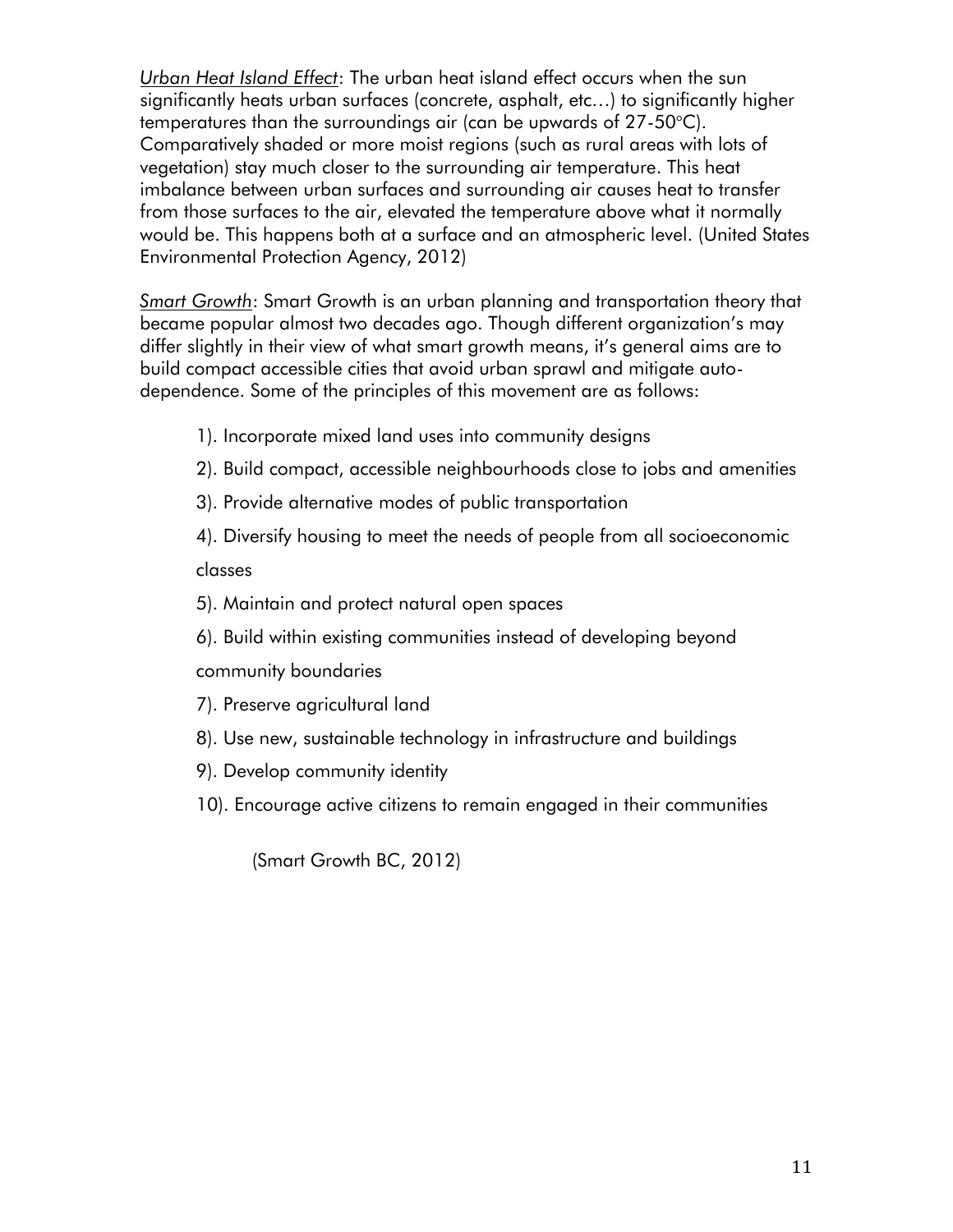_Urban Heat Island Effect_: The urban heat island effect occurs when the sun significantly heats urban surfaces (concrete, asphalt, etc…) to significantly higher temperatures than the surroundings air (can be upwards of 27-50°C). Comparatively shaded or more moist regions (such as rural areas with lots of vegetation) stay much closer to the surrounding air temperature. This heat imbalance between urban surfaces and surrounding air causes heat to transfer from those surfaces to the air, elevated the temperature above what it normally would be. This happens both at a surface and an atmospheric level. (United States Environmental Protection Agency, 2012)

_Smart Growth_: Smart Growth is an urban planning and transportation theory that became popular almost two decades ago. Though different organization's may differ slightly in their view of what smart growth means, it's general aims are to build compact accessible cities that avoid urban sprawl and mitigate auto-dependence. Some of the principles of this movement are as follows:

1). Incorporate mixed land uses into community designs

2). Build compact, accessible neighbourhoods close to jobs and amenities

3). Provide alternative modes of public transportation

4). Diversify housing to meet the needs of people from all socioeconomic classes

5). Maintain and protect natural open spaces

6). Build within existing communities instead of developing beyond community boundaries

7). Preserve agricultural land

8). Use new, sustainable technology in infrastructure and buildings

9). Develop community identity

10). Encourage active citizens to remain engaged in their communities

(Smart Growth BC, 2012)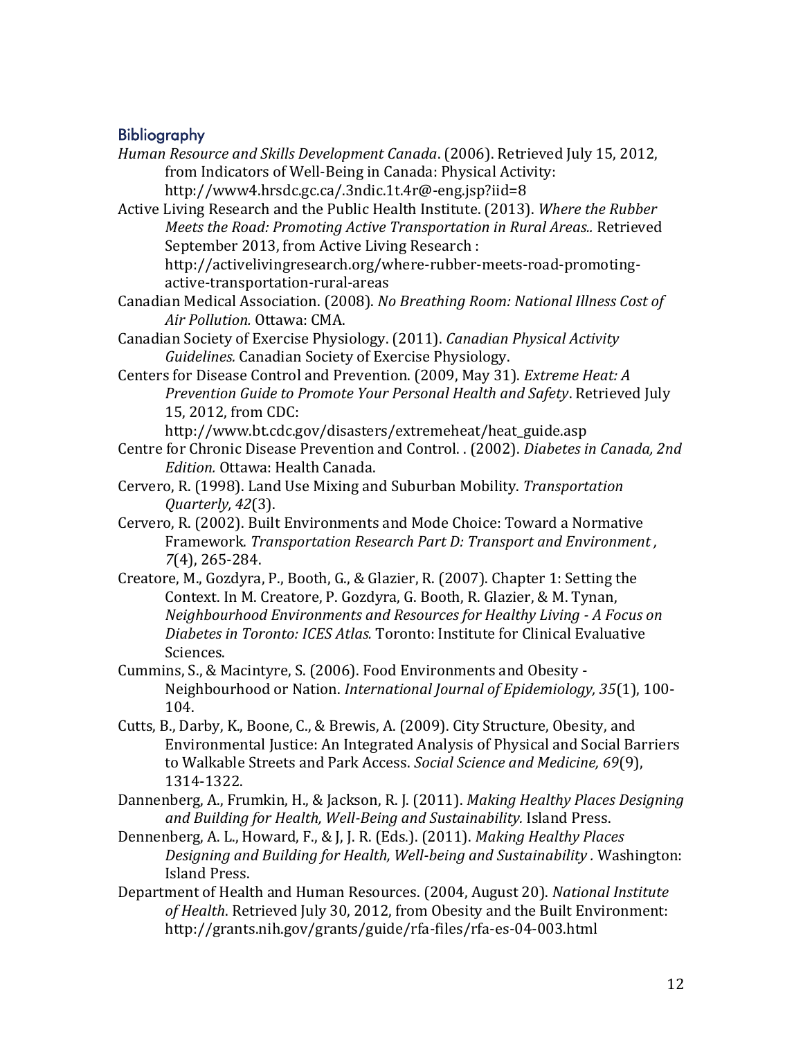## Bibliography

*Human Resource and Skills Development Canada*. (2006). Retrieved July 15, 2012, from Indicators of Well-Being in Canada: Physical Activity: http://www4.hrsdc.gc.ca/.3ndic.1t.4r@-eng.jsp?iid=8

Active Living Research and the Public Health Institute. (2013). *Where the Rubber Meets the Road: Promoting Active Transportation in Rural Areas..* Retrieved September 2013, from Active Living Research : http://activelivingresearch.org/where-rubber-meets-road-promoting-active-transportation-rural-areas

Canadian Medical Association. (2008). *No Breathing Room: National Illness Cost of Air Pollution.* Ottawa: CMA.

Canadian Society of Exercise Physiology. (2011). *Canadian Physical Activity Guidelines.* Canadian Society of Exercise Physiology.

Centers for Disease Control and Prevention. (2009, May 31). *Extreme Heat: A Prevention Guide to Promote Your Personal Health and Safety*. Retrieved July 15, 2012, from CDC: http://www.bt.cdc.gov/disasters/extremeheat/heat_guide.asp

Centre for Chronic Disease Prevention and Control. . (2002). *Diabetes in Canada, 2nd Edition.* Ottawa: Health Canada.

Cervero, R. (1998). Land Use Mixing and Suburban Mobility. *Transportation Quarterly, 42*(3).

Cervero, R. (2002). Built Environments and Mode Choice: Toward a Normative Framework. *Transportation Research Part D: Transport and Environment , 7*(4), 265-284.

Creatore, M., Gozdyra, P., Booth, G., & Glazier, R. (2007). Chapter 1: Setting the Context. In M. Creatore, P. Gozdyra, G. Booth, R. Glazier, & M. Tynan, *Neighbourhood Environments and Resources for Healthy Living - A Focus on Diabetes in Toronto: ICES Atlas.* Toronto: Institute for Clinical Evaluative Sciences.

Cummins, S., & Macintyre, S. (2006). Food Environments and Obesity - Neighbourhood or Nation. *International Journal of Epidemiology, 35*(1), 100-104.

Cutts, B., Darby, K., Boone, C., & Brewis, A. (2009). City Structure, Obesity, and Environmental Justice: An Integrated Analysis of Physical and Social Barriers to Walkable Streets and Park Access. *Social Science and Medicine, 69*(9), 1314-1322.

Dannenberg, A., Frumkin, H., & Jackson, R. J. (2011). *Making Healthy Places Designing and Building for Health, Well-Being and Sustainability.* Island Press.

Dennenberg, A. L., Howard, F., & J, J. R. (Eds.). (2011). *Making Healthy Places Designing and Building for Health, Well-being and Sustainability .* Washington: Island Press.

Department of Health and Human Resources. (2004, August 20). *National Institute of Health*. Retrieved July 30, 2012, from Obesity and the Built Environment: http://grants.nih.gov/grants/guide/rfa-files/rfa-es-04-003.html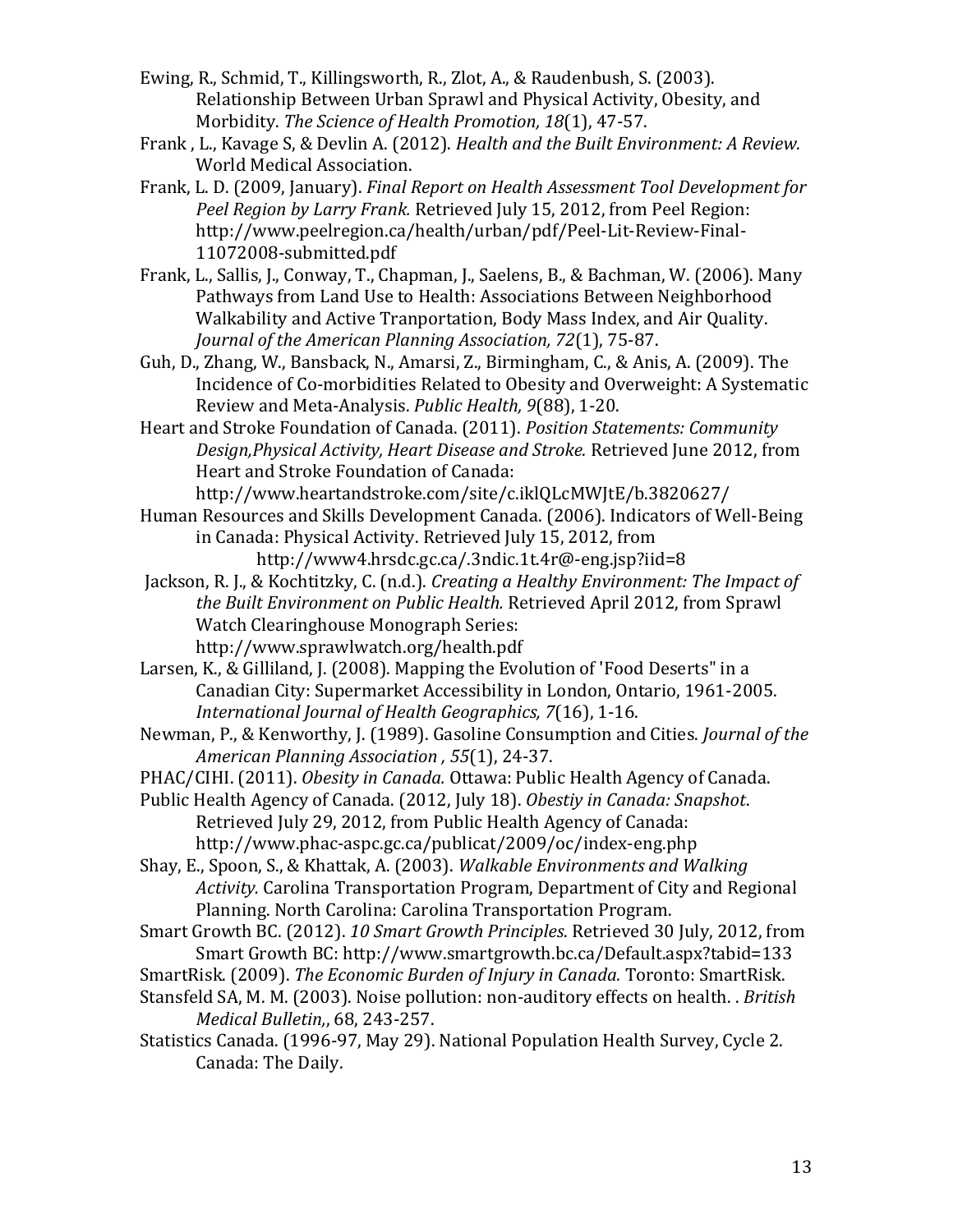Ewing, R., Schmid, T., Killingsworth, R., Zlot, A., & Raudenbush, S. (2003). Relationship Between Urban Sprawl and Physical Activity, Obesity, and Morbidity. *The Science of Health Promotion, 18*(1), 47-57.

Frank , L., Kavage S, & Devlin A. (2012). *Health and the Built Environment: A Review.* World Medical Association.

Frank, L. D. (2009, January). *Final Report on Health Assessment Tool Development for Peel Region by Larry Frank.* Retrieved July 15, 2012, from Peel Region: http://www.peelregion.ca/health/urban/pdf/Peel-Lit-Review-Final-11072008-submitted.pdf

Frank, L., Sallis, J., Conway, T., Chapman, J., Saelens, B., & Bachman, W. (2006). Many Pathways from Land Use to Health: Associations Between Neighborhood Walkability and Active Tranportation, Body Mass Index, and Air Quality. *Journal of the American Planning Association, 72*(1), 75-87.

Guh, D., Zhang, W., Bansback, N., Amarsi, Z., Birmingham, C., & Anis, A. (2009). The Incidence of Co-morbidities Related to Obesity and Overweight: A Systematic Review and Meta-Analysis. *Public Health, 9*(88), 1-20.

Heart and Stroke Foundation of Canada. (2011). *Position Statements: Community Design,Physical Activity, Heart Disease and Stroke.* Retrieved June 2012, from Heart and Stroke Foundation of Canada: http://www.heartandstroke.com/site/c.iklQLcMWJtE/b.3820627/

Human Resources and Skills Development Canada. (2006). Indicators of Well-Being in Canada: Physical Activity. Retrieved July 15, 2012, from http://www4.hrsdc.gc.ca/.3ndic.1t.4r@-eng.jsp?iid=8

Jackson, R. J., & Kochtitzky, C. (n.d.). *Creating a Healthy Environment: The Impact of the Built Environment on Public Health.* Retrieved April 2012, from Sprawl Watch Clearinghouse Monograph Series: http://www.sprawlwatch.org/health.pdf

Larsen, K., & Gilliland, J. (2008). Mapping the Evolution of 'Food Deserts" in a Canadian City: Supermarket Accessibility in London, Ontario, 1961-2005. *International Journal of Health Geographics, 7*(16), 1-16.

Newman, P., & Kenworthy, J. (1989). Gasoline Consumption and Cities. *Journal of the American Planning Association , 55*(1), 24-37.

PHAC/CIHI. (2011). *Obesity in Canada.* Ottawa: Public Health Agency of Canada.

Public Health Agency of Canada. (2012, July 18). *Obestiy in Canada: Snapshot*. Retrieved July 29, 2012, from Public Health Agency of Canada: http://www.phac-aspc.gc.ca/publicat/2009/oc/index-eng.php

Shay, E., Spoon, S., & Khattak, A. (2003). *Walkable Environments and Walking Activity.* Carolina Transportation Program, Department of City and Regional Planning. North Carolina: Carolina Transportation Program.

Smart Growth BC. (2012). *10 Smart Growth Principles*. Retrieved 30 July, 2012, from Smart Growth BC: http://www.smartgrowth.bc.ca/Default.aspx?tabid=133

SmartRisk. (2009). *The Economic Burden of Injury in Canada.* Toronto: SmartRisk.

Stansfeld SA, M. M. (2003). Noise pollution: non-auditory effects on health. . *British Medical Bulletin,*, 68, 243-257.

Statistics Canada. (1996-97, May 29). National Population Health Survey, Cycle 2. Canada: The Daily.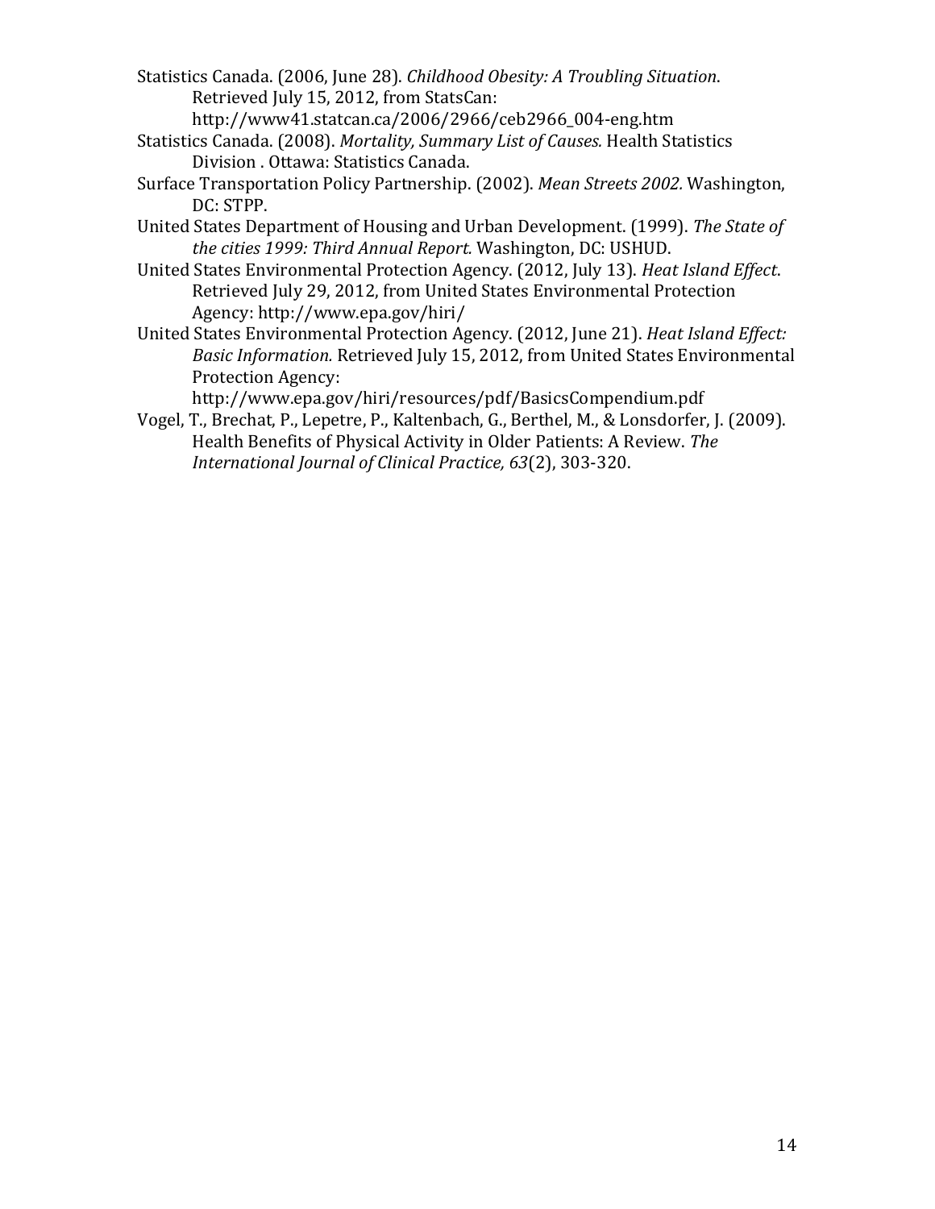Statistics Canada. (2006, June 28). *Childhood Obesity: A Troubling Situation*. Retrieved July 15, 2012, from StatsCan: http://www41.statcan.ca/2006/2966/ceb2966_004-eng.htm

Statistics Canada. (2008). *Mortality, Summary List of Causes.* Health Statistics Division . Ottawa: Statistics Canada.

Surface Transportation Policy Partnership. (2002). *Mean Streets 2002.* Washington, DC: STPP.

United States Department of Housing and Urban Development. (1999). *The State of the cities 1999: Third Annual Report.* Washington, DC: USHUD.

United States Environmental Protection Agency. (2012, July 13). *Heat Island Effect*. Retrieved July 29, 2012, from United States Environmental Protection Agency: http://www.epa.gov/hiri/

United States Environmental Protection Agency. (2012, June 21). *Heat Island Effect: Basic Information.* Retrieved July 15, 2012, from United States Environmental Protection Agency: http://www.epa.gov/hiri/resources/pdf/BasicsCompendium.pdf

Vogel, T., Brechat, P., Lepetre, P., Kaltenbach, G., Berthel, M., & Lonsdorfer, J. (2009). Health Benefits of Physical Activity in Older Patients: A Review. *The International Journal of Clinical Practice, 63*(2), 303-320.